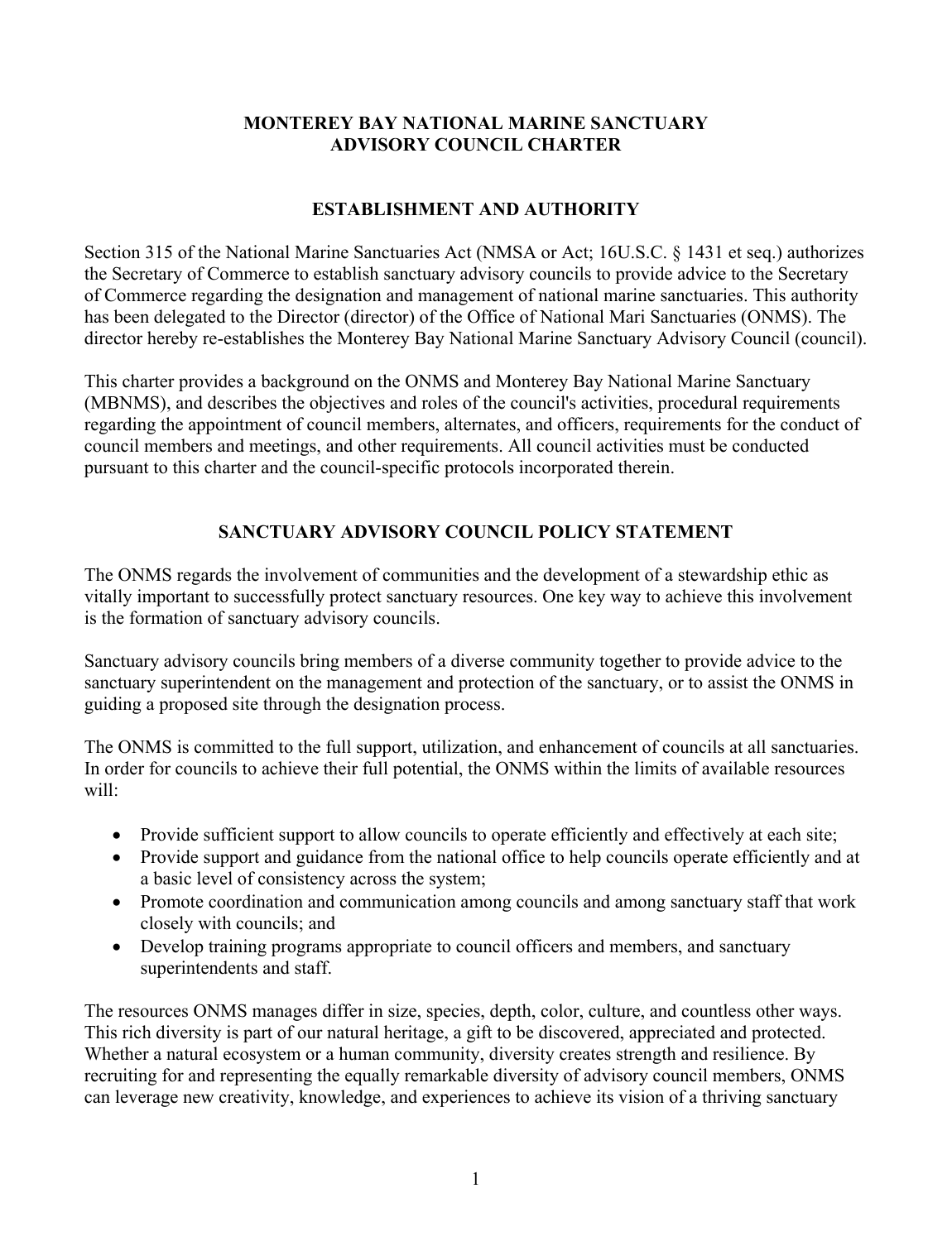# MONTEREY BAY NATIONAL MARINE SANCTUARY ADVISORY COUNCIL CHARTER

## ESTABLISHMENT AND AUTHORITY

Section 315 of the National Marine Sanctuaries Act (NMSA or Act; 16U.S.C. § 1431 et seq.) authorizes the Secretary of Commerce to establish sanctuary advisory councils to provide advice to the Secretary of Commerce regarding the designation and management of national marine sanctuaries. This authority has been delegated to the Director (director) of the Office of National Mari Sanctuaries (ONMS). The director hereby re-establishes the Monterey Bay National Marine Sanctuary Advisory Council (council).

This charter provides a background on the ONMS and Monterey Bay National Marine Sanctuary (MBNMS), and describes the objectives and roles of the council's activities, procedural requirements regarding the appointment of council members, alternates, and officers, requirements for the conduct of council members and meetings, and other requirements. All council activities must be conducted pursuant to this charter and the council-specific protocols incorporated therein.

## SANCTUARY ADVISORY COUNCIL POLICY STATEMENT

The ONMS regards the involvement of communities and the development of a stewardship ethic as vitally important to successfully protect sanctuary resources. One key way to achieve this involvement is the formation of sanctuary advisory councils.

Sanctuary advisory councils bring members of a diverse community together to provide advice to the sanctuary superintendent on the management and protection of the sanctuary, or to assist the ONMS in guiding a proposed site through the designation process.

The ONMS is committed to the full support, utilization, and enhancement of councils at all sanctuaries. In order for councils to achieve their full potential, the ONMS within the limits of available resources will:

- Provide sufficient support to allow councils to operate efficiently and effectively at each site;
- Provide support and guidance from the national office to help councils operate efficiently and at a basic level of consistency across the system;
- Promote coordination and communication among councils and among sanctuary staff that work closely with councils; and
- Develop training programs appropriate to council officers and members, and sanctuary superintendents and staff.

The resources ONMS manages differ in size, species, depth, color, culture, and countless other ways. This rich diversity is part of our natural heritage, a gift to be discovered, appreciated and protected. Whether a natural ecosystem or a human community, diversity creates strength and resilience. By recruiting for and representing the equally remarkable diversity of advisory council members, ONMS can leverage new creativity, knowledge, and experiences to achieve its vision of a thriving sanctuary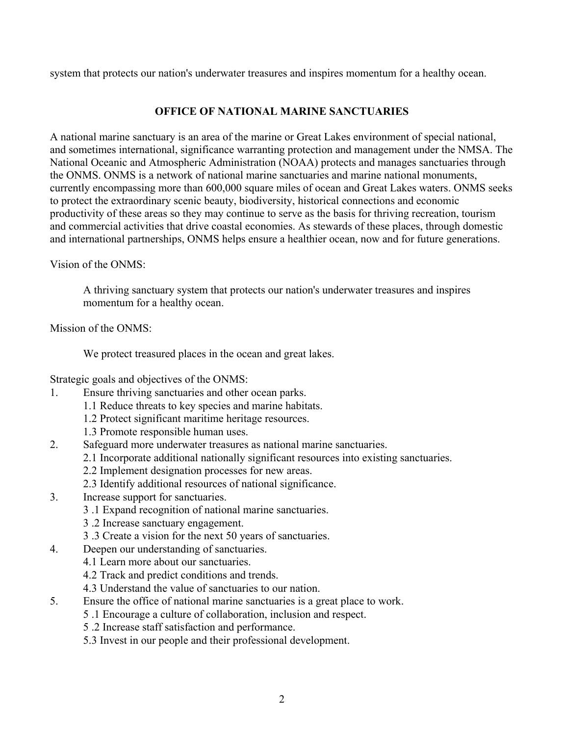system that protects our nation's underwater treasures and inspires momentum for a healthy ocean.

## OFFICE OF NATIONAL MARINE SANCTUARIES

A national marine sanctuary is an area of the marine or Great Lakes environment of special national, and sometimes international, significance warranting protection and management under the NMSA. The National Oceanic and Atmospheric Administration (NOAA) protects and manages sanctuaries through the ONMS. ONMS is a network of national marine sanctuaries and marine national monuments, currently encompassing more than 600,000 square miles of ocean and Great Lakes waters. ONMS seeks to protect the extraordinary scenic beauty, biodiversity, historical connections and economic productivity of these areas so they may continue to serve as the basis for thriving recreation, tourism and commercial activities that drive coastal economies. As stewards of these places, through domestic and international partnerships, ONMS helps ensure a healthier ocean, now and for future generations.

Vision of the ONMS:

> A thriving sanctuary system that protects our nation's underwater treasures and inspires momentum for a healthy ocean.

Mission of the ONMS:

> We protect treasured places in the ocean and great lakes.

Strategic goals and objectives of the ONMS:

1. Ensure thriving sanctuaries and other ocean parks.
   - 1.1 Reduce threats to key species and marine habitats.
   - 1.2 Protect significant maritime heritage resources.
   - 1.3 Promote responsible human uses.
2. Safeguard more underwater treasures as national marine sanctuaries.
   - 2.1 Incorporate additional nationally significant resources into existing sanctuaries.
   - 2.2 Implement designation processes for new areas.
   - 2.3 Identify additional resources of national significance.
3. Increase support for sanctuaries.
   - 3 .1 Expand recognition of national marine sanctuaries.
   - 3 .2 Increase sanctuary engagement.
   - 3 .3 Create a vision for the next 50 years of sanctuaries.
4. Deepen our understanding of sanctuaries.
   - 4.1 Learn more about our sanctuaries.
   - 4.2 Track and predict conditions and trends.
   - 4.3 Understand the value of sanctuaries to our nation.
5. Ensure the office of national marine sanctuaries is a great place to work.
   - 5 .1 Encourage a culture of collaboration, inclusion and respect.
   - 5 .2 Increase staff satisfaction and performance.
   - 5.3 Invest in our people and their professional development.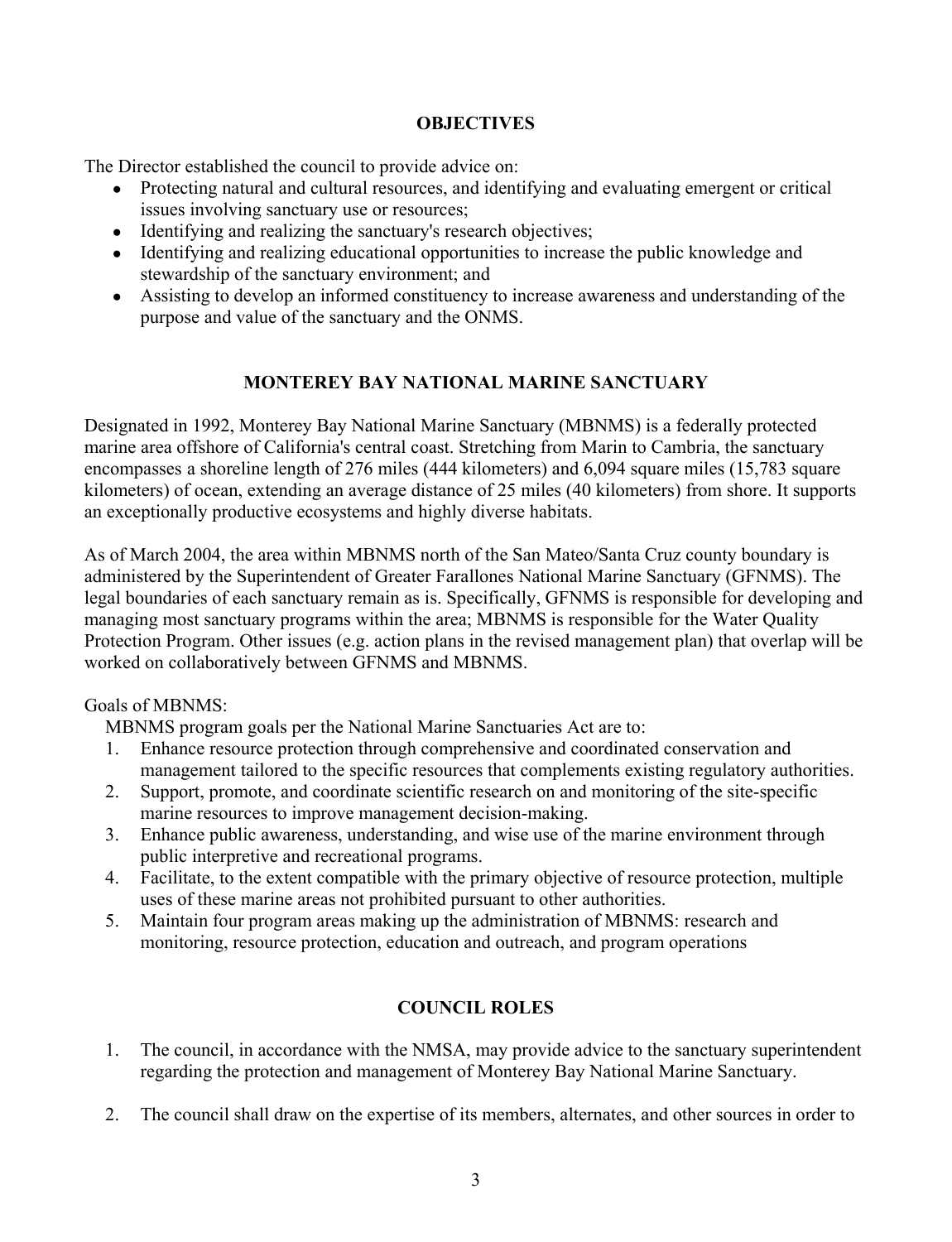## OBJECTIVES

The Director established the council to provide advice on:

- Protecting natural and cultural resources, and identifying and evaluating emergent or critical issues involving sanctuary use or resources;
- Identifying and realizing the sanctuary's research objectives;
- Identifying and realizing educational opportunities to increase the public knowledge and stewardship of the sanctuary environment; and
- Assisting to develop an informed constituency to increase awareness and understanding of the purpose and value of the sanctuary and the ONMS.

## MONTEREY BAY NATIONAL MARINE SANCTUARY

Designated in 1992, Monterey Bay National Marine Sanctuary (MBNMS) is a federally protected marine area offshore of California's central coast. Stretching from Marin to Cambria, the sanctuary encompasses a shoreline length of 276 miles (444 kilometers) and 6,094 square miles (15,783 square kilometers) of ocean, extending an average distance of 25 miles (40 kilometers) from shore. It supports an exceptionally productive ecosystems and highly diverse habitats.

As of March 2004, the area within MBNMS north of the San Mateo/Santa Cruz county boundary is administered by the Superintendent of Greater Farallones National Marine Sanctuary (GFNMS). The legal boundaries of each sanctuary remain as is. Specifically, GFNMS is responsible for developing and managing most sanctuary programs within the area; MBNMS is responsible for the Water Quality Protection Program. Other issues (e.g. action plans in the revised management plan) that overlap will be worked on collaboratively between GFNMS and MBNMS.

Goals of MBNMS:

MBNMS program goals per the National Marine Sanctuaries Act are to:

1. Enhance resource protection through comprehensive and coordinated conservation and management tailored to the specific resources that complements existing regulatory authorities.
2. Support, promote, and coordinate scientific research on and monitoring of the site-specific marine resources to improve management decision-making.
3. Enhance public awareness, understanding, and wise use of the marine environment through public interpretive and recreational programs.
4. Facilitate, to the extent compatible with the primary objective of resource protection, multiple uses of these marine areas not prohibited pursuant to other authorities.
5. Maintain four program areas making up the administration of MBNMS: research and monitoring, resource protection, education and outreach, and program operations

## COUNCIL ROLES

1. The council, in accordance with the NMSA, may provide advice to the sanctuary superintendent regarding the protection and management of Monterey Bay National Marine Sanctuary.

2. The council shall draw on the expertise of its members, alternates, and other sources in order to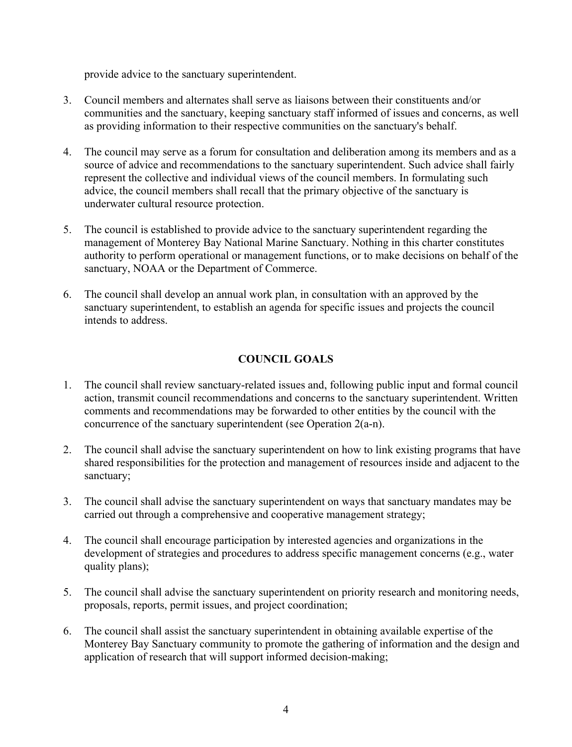provide advice to the sanctuary superintendent.

3. Council members and alternates shall serve as liaisons between their constituents and/or communities and the sanctuary, keeping sanctuary staff informed of issues and concerns, as well as providing information to their respective communities on the sanctuary's behalf.

4. The council may serve as a forum for consultation and deliberation among its members and as a source of advice and recommendations to the sanctuary superintendent. Such advice shall fairly represent the collective and individual views of the council members. In formulating such advice, the council members shall recall that the primary objective of the sanctuary is underwater cultural resource protection.

5. The council is established to provide advice to the sanctuary superintendent regarding the management of Monterey Bay National Marine Sanctuary. Nothing in this charter constitutes authority to perform operational or management functions, or to make decisions on behalf of the sanctuary, NOAA or the Department of Commerce.

6. The council shall develop an annual work plan, in consultation with an approved by the sanctuary superintendent, to establish an agenda for specific issues and projects the council intends to address.

## COUNCIL GOALS

1. The council shall review sanctuary-related issues and, following public input and formal council action, transmit council recommendations and concerns to the sanctuary superintendent. Written comments and recommendations may be forwarded to other entities by the council with the concurrence of the sanctuary superintendent (see Operation 2(a-n).

2. The council shall advise the sanctuary superintendent on how to link existing programs that have shared responsibilities for the protection and management of resources inside and adjacent to the sanctuary;

3. The council shall advise the sanctuary superintendent on ways that sanctuary mandates may be carried out through a comprehensive and cooperative management strategy;

4. The council shall encourage participation by interested agencies and organizations in the development of strategies and procedures to address specific management concerns (e.g., water quality plans);

5. The council shall advise the sanctuary superintendent on priority research and monitoring needs, proposals, reports, permit issues, and project coordination;

6. The council shall assist the sanctuary superintendent in obtaining available expertise of the Monterey Bay Sanctuary community to promote the gathering of information and the design and application of research that will support informed decision-making;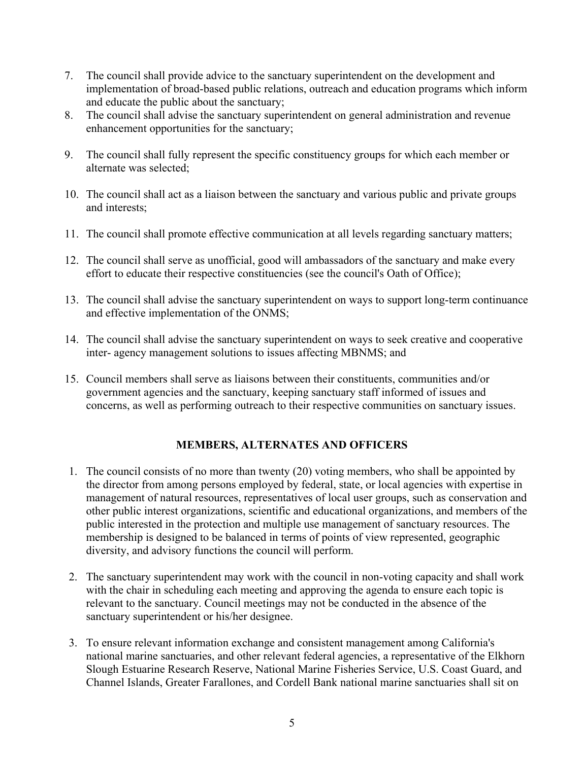7. The council shall provide advice to the sanctuary superintendent on the development and implementation of broad-based public relations, outreach and education programs which inform and educate the public about the sanctuary;
8. The council shall advise the sanctuary superintendent on general administration and revenue enhancement opportunities for the sanctuary;
9. The council shall fully represent the specific constituency groups for which each member or alternate was selected;
10. The council shall act as a liaison between the sanctuary and various public and private groups and interests;
11. The council shall promote effective communication at all levels regarding sanctuary matters;
12. The council shall serve as unofficial, good will ambassadors of the sanctuary and make every effort to educate their respective constituencies (see the council's Oath of Office);
13. The council shall advise the sanctuary superintendent on ways to support long-term continuance and effective implementation of the ONMS;
14. The council shall advise the sanctuary superintendent on ways to seek creative and cooperative inter- agency management solutions to issues affecting MBNMS; and
15. Council members shall serve as liaisons between their constituents, communities and/or government agencies and the sanctuary, keeping sanctuary staff informed of issues and concerns, as well as performing outreach to their respective communities on sanctuary issues.

## MEMBERS, ALTERNATES AND OFFICERS

1. The council consists of no more than twenty (20) voting members, who shall be appointed by the director from among persons employed by federal, state, or local agencies with expertise in management of natural resources, representatives of local user groups, such as conservation and other public interest organizations, scientific and educational organizations, and members of the public interested in the protection and multiple use management of sanctuary resources. The membership is designed to be balanced in terms of points of view represented, geographic diversity, and advisory functions the council will perform.
2. The sanctuary superintendent may work with the council in non-voting capacity and shall work with the chair in scheduling each meeting and approving the agenda to ensure each topic is relevant to the sanctuary. Council meetings may not be conducted in the absence of the sanctuary superintendent or his/her designee.
3. To ensure relevant information exchange and consistent management among California's national marine sanctuaries, and other relevant federal agencies, a representative of the Elkhorn Slough Estuarine Research Reserve, National Marine Fisheries Service, U.S. Coast Guard, and Channel Islands, Greater Farallones, and Cordell Bank national marine sanctuaries shall sit on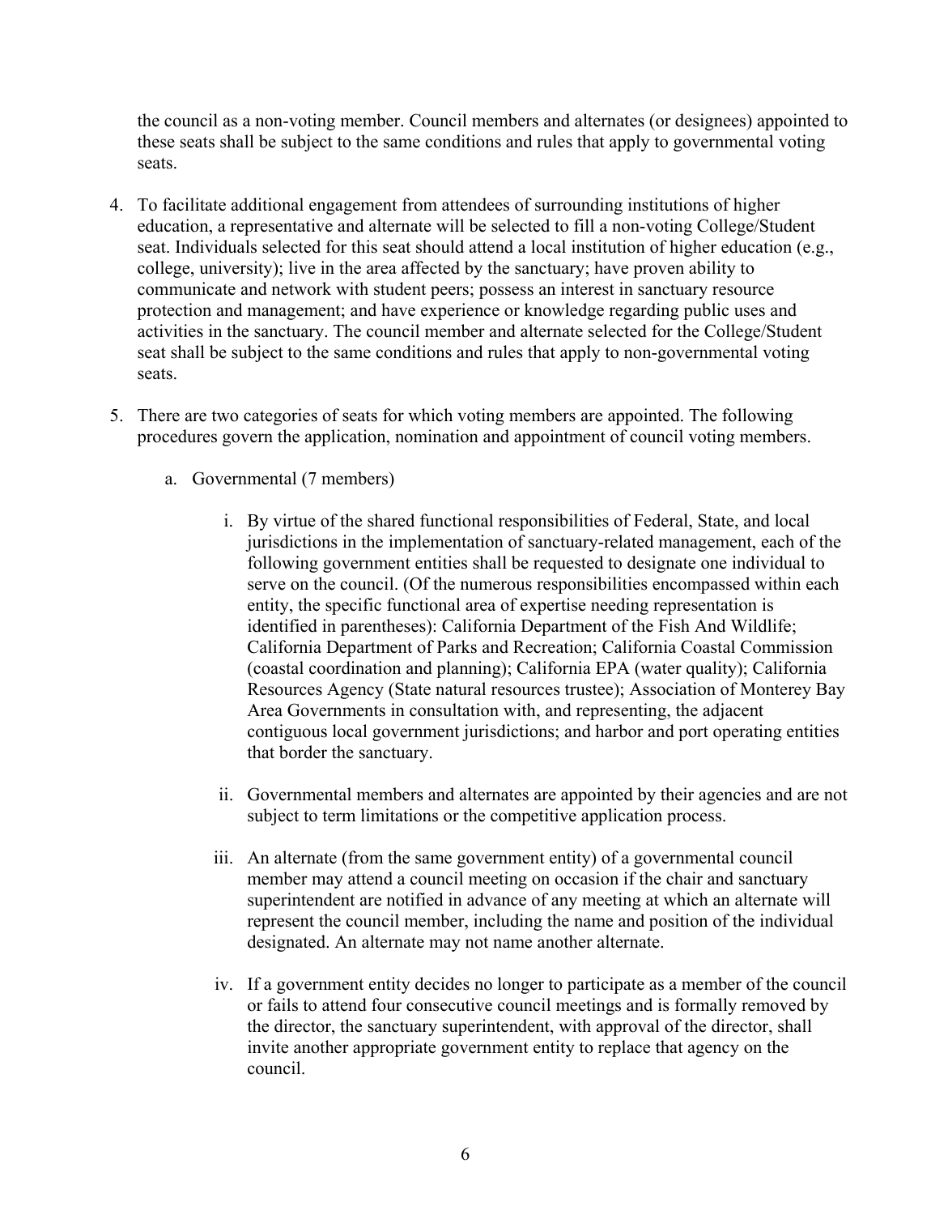the council as a non-voting member. Council members and alternates (or designees) appointed to these seats shall be subject to the same conditions and rules that apply to governmental voting seats.

4. To facilitate additional engagement from attendees of surrounding institutions of higher education, a representative and alternate will be selected to fill a non-voting College/Student seat. Individuals selected for this seat should attend a local institution of higher education (e.g., college, university); live in the area affected by the sanctuary; have proven ability to communicate and network with student peers; possess an interest in sanctuary resource protection and management; and have experience or knowledge regarding public uses and activities in the sanctuary. The council member and alternate selected for the College/Student seat shall be subject to the same conditions and rules that apply to non-governmental voting seats.

5. There are two categories of seats for which voting members are appointed. The following procedures govern the application, nomination and appointment of council voting members.

   a. Governmental (7 members)

      i. By virtue of the shared functional responsibilities of Federal, State, and local jurisdictions in the implementation of sanctuary-related management, each of the following government entities shall be requested to designate one individual to serve on the council. (Of the numerous responsibilities encompassed within each entity, the specific functional area of expertise needing representation is identified in parentheses): California Department of the Fish And Wildlife; California Department of Parks and Recreation; California Coastal Commission (coastal coordination and planning); California EPA (water quality); California Resources Agency (State natural resources trustee); Association of Monterey Bay Area Governments in consultation with, and representing, the adjacent contiguous local government jurisdictions; and harbor and port operating entities that border the sanctuary.

      ii. Governmental members and alternates are appointed by their agencies and are not subject to term limitations or the competitive application process.

      iii. An alternate (from the same government entity) of a governmental council member may attend a council meeting on occasion if the chair and sanctuary superintendent are notified in advance of any meeting at which an alternate will represent the council member, including the name and position of the individual designated. An alternate may not name another alternate.

      iv. If a government entity decides no longer to participate as a member of the council or fails to attend four consecutive council meetings and is formally removed by the director, the sanctuary superintendent, with approval of the director, shall invite another appropriate government entity to replace that agency on the council.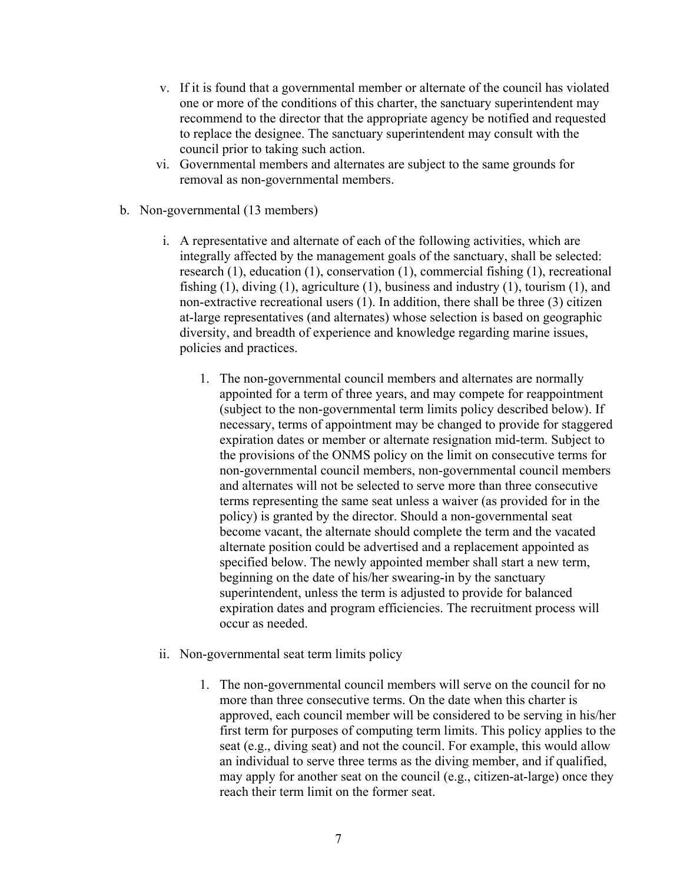v. If it is found that a governmental member or alternate of the council has violated one or more of the conditions of this charter, the sanctuary superintendent may recommend to the director that the appropriate agency be notified and requested to replace the designee. The sanctuary superintendent may consult with the council prior to taking such action.

vi. Governmental members and alternates are subject to the same grounds for removal as non-governmental members.

b. Non-governmental (13 members)

  i. A representative and alternate of each of the following activities, which are integrally affected by the management goals of the sanctuary, shall be selected: research (1), education (1), conservation (1), commercial fishing (1), recreational fishing (1), diving (1), agriculture (1), business and industry (1), tourism (1), and non-extractive recreational users (1). In addition, there shall be three (3) citizen at-large representatives (and alternates) whose selection is based on geographic diversity, and breadth of experience and knowledge regarding marine issues, policies and practices.

    1. The non-governmental council members and alternates are normally appointed for a term of three years, and may compete for reappointment (subject to the non-governmental term limits policy described below). If necessary, terms of appointment may be changed to provide for staggered expiration dates or member or alternate resignation mid-term. Subject to the provisions of the ONMS policy on the limit on consecutive terms for non-governmental council members, non-governmental council members and alternates will not be selected to serve more than three consecutive terms representing the same seat unless a waiver (as provided for in the policy) is granted by the director. Should a non-governmental seat become vacant, the alternate should complete the term and the vacated alternate position could be advertised and a replacement appointed as specified below. The newly appointed member shall start a new term, beginning on the date of his/her swearing-in by the sanctuary superintendent, unless the term is adjusted to provide for balanced expiration dates and program efficiencies. The recruitment process will occur as needed.

  ii. Non-governmental seat term limits policy

    1. The non-governmental council members will serve on the council for no more than three consecutive terms. On the date when this charter is approved, each council member will be considered to be serving in his/her first term for purposes of computing term limits. This policy applies to the seat (e.g., diving seat) and not the council. For example, this would allow an individual to serve three terms as the diving member, and if qualified, may apply for another seat on the council (e.g., citizen-at-large) once they reach their term limit on the former seat.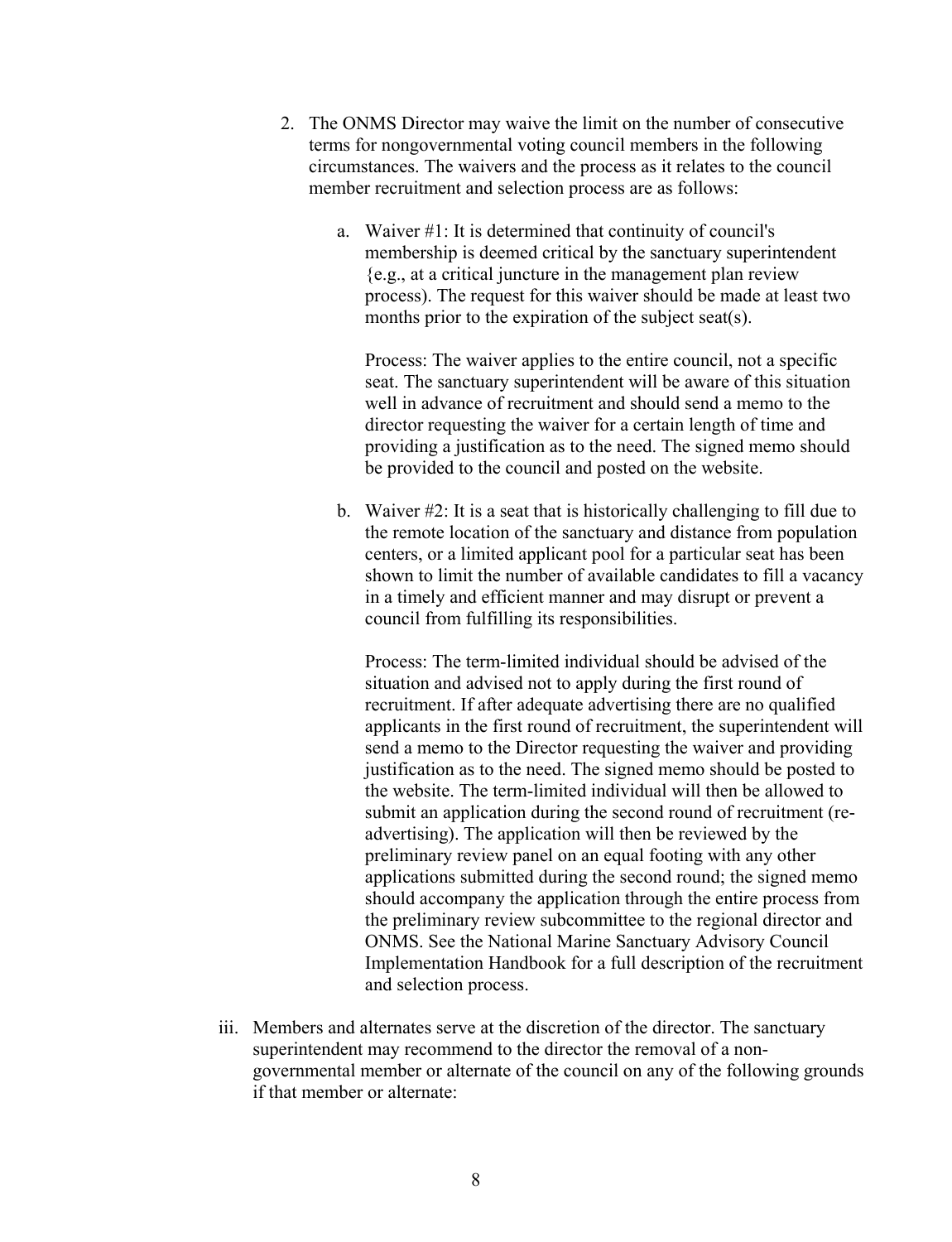2. The ONMS Director may waive the limit on the number of consecutive terms for nongovernmental voting council members in the following circumstances. The waivers and the process as it relates to the council member recruitment and selection process are as follows:

    a. Waiver #1: It is determined that continuity of council's membership is deemed critical by the sanctuary superintendent {e.g., at a critical juncture in the management plan review process). The request for this waiver should be made at least two months prior to the expiration of the subject seat(s).

        Process: The waiver applies to the entire council, not a specific seat. The sanctuary superintendent will be aware of this situation well in advance of recruitment and should send a memo to the director requesting the waiver for a certain length of time and providing a justification as to the need. The signed memo should be provided to the council and posted on the website.

    b. Waiver #2: It is a seat that is historically challenging to fill due to the remote location of the sanctuary and distance from population centers, or a limited applicant pool for a particular seat has been shown to limit the number of available candidates to fill a vacancy in a timely and efficient manner and may disrupt or prevent a council from fulfilling its responsibilities.

        Process: The term-limited individual should be advised of the situation and advised not to apply during the first round of recruitment. If after adequate advertising there are no qualified applicants in the first round of recruitment, the superintendent will send a memo to the Director requesting the waiver and providing justification as to the need. The signed memo should be posted to the website. The term-limited individual will then be allowed to submit an application during the second round of recruitment (re-advertising). The application will then be reviewed by the preliminary review panel on an equal footing with any other applications submitted during the second round; the signed memo should accompany the application through the entire process from the preliminary review subcommittee to the regional director and ONMS. See the National Marine Sanctuary Advisory Council Implementation Handbook for a full description of the recruitment and selection process.

iii. Members and alternates serve at the discretion of the director. The sanctuary superintendent may recommend to the director the removal of a non-governmental member or alternate of the council on any of the following grounds if that member or alternate: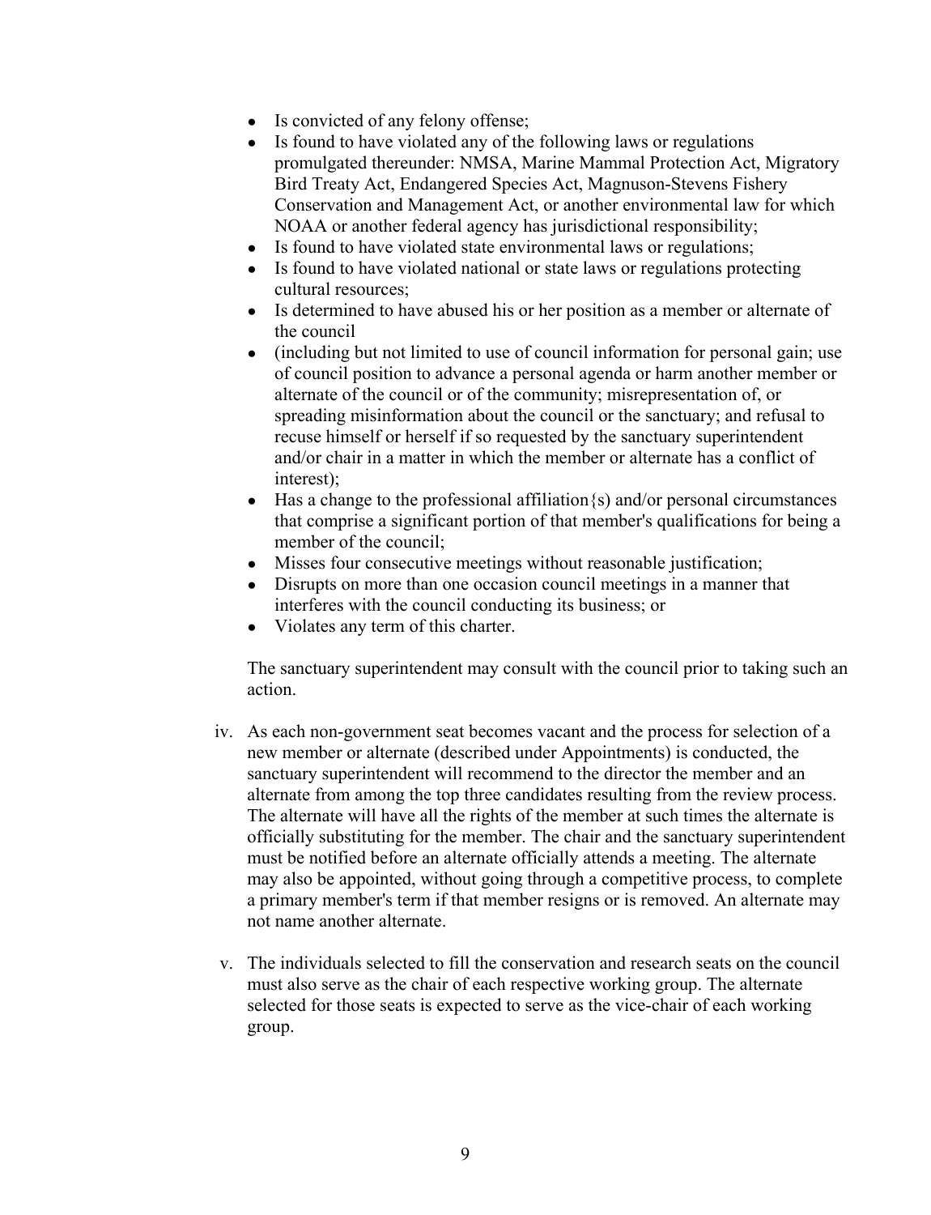- Is convicted of any felony offense;
- Is found to have violated any of the following laws or regulations promulgated thereunder: NMSA, Marine Mammal Protection Act, Migratory Bird Treaty Act, Endangered Species Act, Magnuson-Stevens Fishery Conservation and Management Act, or another environmental law for which NOAA or another federal agency has jurisdictional responsibility;
- Is found to have violated state environmental laws or regulations;
- Is found to have violated national or state laws or regulations protecting cultural resources;
- Is determined to have abused his or her position as a member or alternate of the council
- (including but not limited to use of council information for personal gain; use of council position to advance a personal agenda or harm another member or alternate of the council or of the community; misrepresentation of, or spreading misinformation about the council or the sanctuary; and refusal to recuse himself or herself if so requested by the sanctuary superintendent and/or chair in a matter in which the member or alternate has a conflict of interest);
- Has a change to the professional affiliation{s) and/or personal circumstances that comprise a significant portion of that member's qualifications for being a member of the council;
- Misses four consecutive meetings without reasonable justification;
- Disrupts on more than one occasion council meetings in a manner that interferes with the council conducting its business; or
- Violates any term of this charter.

The sanctuary superintendent may consult with the council prior to taking such an action.

iv. As each non-government seat becomes vacant and the process for selection of a new member or alternate (described under Appointments) is conducted, the sanctuary superintendent will recommend to the director the member and an alternate from among the top three candidates resulting from the review process. The alternate will have all the rights of the member at such times the alternate is officially substituting for the member. The chair and the sanctuary superintendent must be notified before an alternate officially attends a meeting. The alternate may also be appointed, without going through a competitive process, to complete a primary member's term if that member resigns or is removed. An alternate may not name another alternate.

v. The individuals selected to fill the conservation and research seats on the council must also serve as the chair of each respective working group. The alternate selected for those seats is expected to serve as the vice-chair of each working group.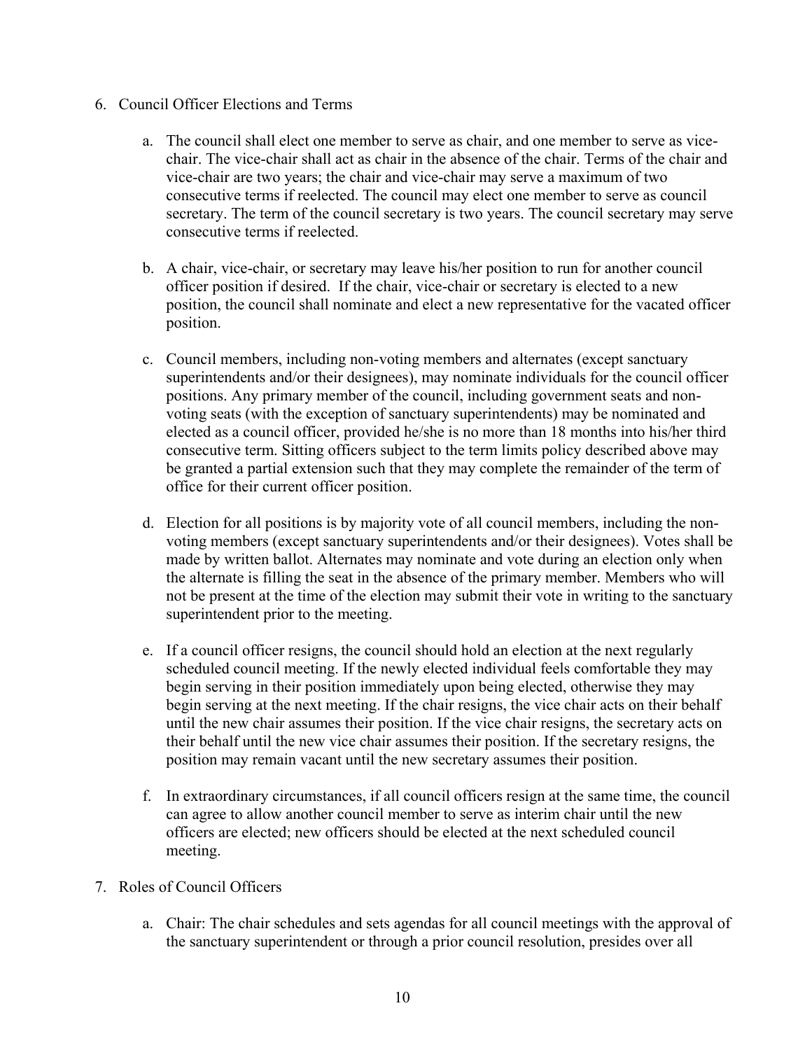6. Council Officer Elections and Terms

   a. The council shall elect one member to serve as chair, and one member to serve as vice-chair. The vice-chair shall act as chair in the absence of the chair. Terms of the chair and vice-chair are two years; the chair and vice-chair may serve a maximum of two consecutive terms if reelected. The council may elect one member to serve as council secretary. The term of the council secretary is two years. The council secretary may serve consecutive terms if reelected.

   b. A chair, vice-chair, or secretary may leave his/her position to run for another council officer position if desired. If the chair, vice-chair or secretary is elected to a new position, the council shall nominate and elect a new representative for the vacated officer position.

   c. Council members, including non-voting members and alternates (except sanctuary superintendents and/or their designees), may nominate individuals for the council officer positions. Any primary member of the council, including government seats and non-voting seats (with the exception of sanctuary superintendents) may be nominated and elected as a council officer, provided he/she is no more than 18 months into his/her third consecutive term. Sitting officers subject to the term limits policy described above may be granted a partial extension such that they may complete the remainder of the term of office for their current officer position.

   d. Election for all positions is by majority vote of all council members, including the non-voting members (except sanctuary superintendents and/or their designees). Votes shall be made by written ballot. Alternates may nominate and vote during an election only when the alternate is filling the seat in the absence of the primary member. Members who will not be present at the time of the election may submit their vote in writing to the sanctuary superintendent prior to the meeting.

   e. If a council officer resigns, the council should hold an election at the next regularly scheduled council meeting. If the newly elected individual feels comfortable they may begin serving in their position immediately upon being elected, otherwise they may begin serving at the next meeting. If the chair resigns, the vice chair acts on their behalf until the new chair assumes their position. If the vice chair resigns, the secretary acts on their behalf until the new vice chair assumes their position. If the secretary resigns, the position may remain vacant until the new secretary assumes their position.

   f. In extraordinary circumstances, if all council officers resign at the same time, the council can agree to allow another council member to serve as interim chair until the new officers are elected; new officers should be elected at the next scheduled council meeting.

7. Roles of Council Officers

   a. Chair: The chair schedules and sets agendas for all council meetings with the approval of the sanctuary superintendent or through a prior council resolution, presides over all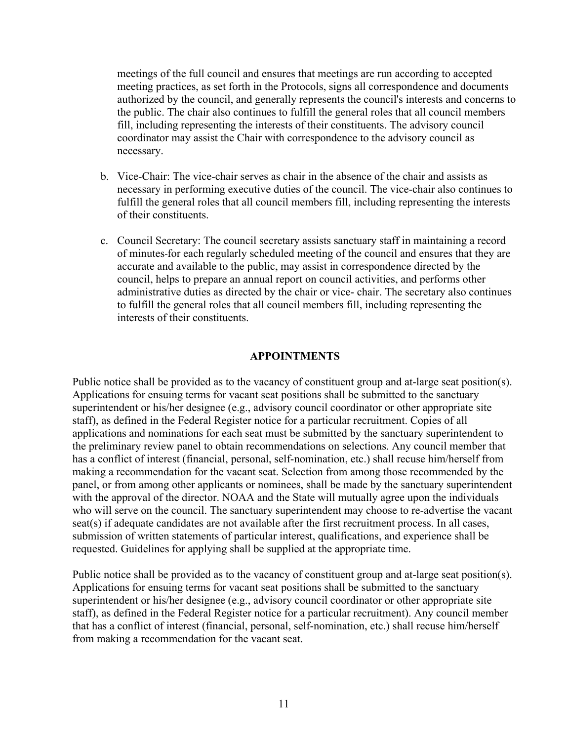meetings of the full council and ensures that meetings are run according to accepted meeting practices, as set forth in the Protocols, signs all correspondence and documents authorized by the council, and generally represents the council's interests and concerns to the public. The chair also continues to fulfill the general roles that all council members fill, including representing the interests of their constituents. The advisory council coordinator may assist the Chair with correspondence to the advisory council as necessary.

b. Vice-Chair: The vice-chair serves as chair in the absence of the chair and assists as necessary in performing executive duties of the council. The vice-chair also continues to fulfill the general roles that all council members fill, including representing the interests of their constituents.

c. Council Secretary: The council secretary assists sanctuary staff in maintaining a record of minutes for each regularly scheduled meeting of the council and ensures that they are accurate and available to the public, may assist in correspondence directed by the council, helps to prepare an annual report on council activities, and performs other administrative duties as directed by the chair or vice- chair. The secretary also continues to fulfill the general roles that all council members fill, including representing the interests of their constituents.

## APPOINTMENTS

Public notice shall be provided as to the vacancy of constituent group and at-large seat position(s). Applications for ensuing terms for vacant seat positions shall be submitted to the sanctuary superintendent or his/her designee (e.g., advisory council coordinator or other appropriate site staff), as defined in the Federal Register notice for a particular recruitment. Copies of all applications and nominations for each seat must be submitted by the sanctuary superintendent to the preliminary review panel to obtain recommendations on selections. Any council member that has a conflict of interest (financial, personal, self-nomination, etc.) shall recuse him/herself from making a recommendation for the vacant seat. Selection from among those recommended by the panel, or from among other applicants or nominees, shall be made by the sanctuary superintendent with the approval of the director. NOAA and the State will mutually agree upon the individuals who will serve on the council. The sanctuary superintendent may choose to re-advertise the vacant seat(s) if adequate candidates are not available after the first recruitment process. In all cases, submission of written statements of particular interest, qualifications, and experience shall be requested. Guidelines for applying shall be supplied at the appropriate time.

Public notice shall be provided as to the vacancy of constituent group and at-large seat position(s). Applications for ensuing terms for vacant seat positions shall be submitted to the sanctuary superintendent or his/her designee (e.g., advisory council coordinator or other appropriate site staff), as defined in the Federal Register notice for a particular recruitment). Any council member that has a conflict of interest (financial, personal, self-nomination, etc.) shall recuse him/herself from making a recommendation for the vacant seat.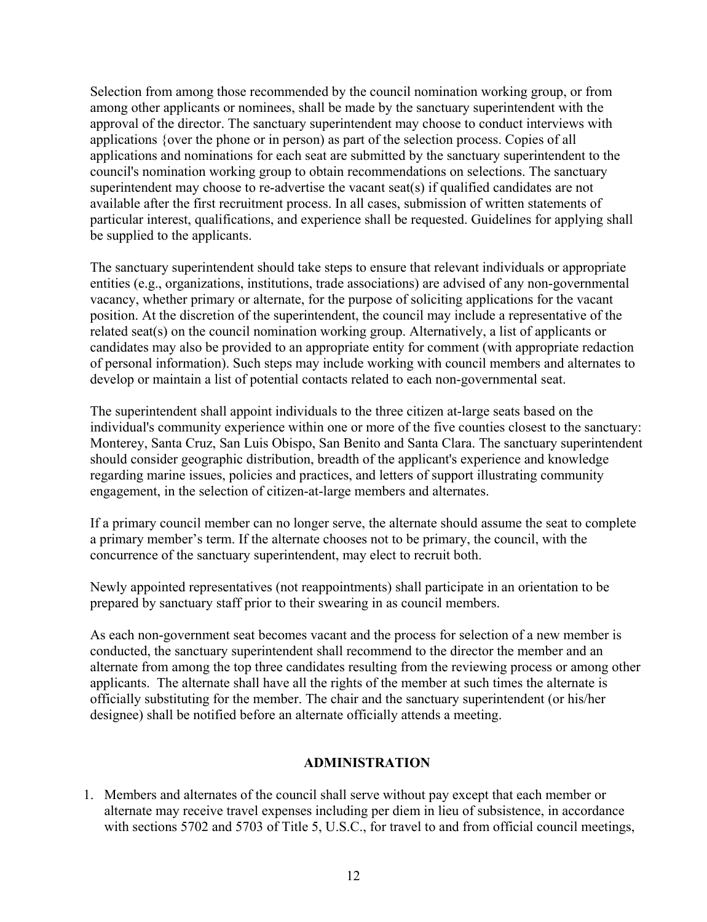Selection from among those recommended by the council nomination working group, or from among other applicants or nominees, shall be made by the sanctuary superintendent with the approval of the director. The sanctuary superintendent may choose to conduct interviews with applications {over the phone or in person) as part of the selection process. Copies of all applications and nominations for each seat are submitted by the sanctuary superintendent to the council's nomination working group to obtain recommendations on selections. The sanctuary superintendent may choose to re-advertise the vacant seat(s) if qualified candidates are not available after the first recruitment process. In all cases, submission of written statements of particular interest, qualifications, and experience shall be requested. Guidelines for applying shall be supplied to the applicants.

The sanctuary superintendent should take steps to ensure that relevant individuals or appropriate entities (e.g., organizations, institutions, trade associations) are advised of any non-governmental vacancy, whether primary or alternate, for the purpose of soliciting applications for the vacant position. At the discretion of the superintendent, the council may include a representative of the related seat(s) on the council nomination working group. Alternatively, a list of applicants or candidates may also be provided to an appropriate entity for comment (with appropriate redaction of personal information). Such steps may include working with council members and alternates to develop or maintain a list of potential contacts related to each non-governmental seat.

The superintendent shall appoint individuals to the three citizen at-large seats based on the individual's community experience within one or more of the five counties closest to the sanctuary: Monterey, Santa Cruz, San Luis Obispo, San Benito and Santa Clara. The sanctuary superintendent should consider geographic distribution, breadth of the applicant's experience and knowledge regarding marine issues, policies and practices, and letters of support illustrating community engagement, in the selection of citizen-at-large members and alternates.

If a primary council member can no longer serve, the alternate should assume the seat to complete a primary member's term. If the alternate chooses not to be primary, the council, with the concurrence of the sanctuary superintendent, may elect to recruit both.

Newly appointed representatives (not reappointments) shall participate in an orientation to be prepared by sanctuary staff prior to their swearing in as council members.

As each non-government seat becomes vacant and the process for selection of a new member is conducted, the sanctuary superintendent shall recommend to the director the member and an alternate from among the top three candidates resulting from the reviewing process or among other applicants. The alternate shall have all the rights of the member at such times the alternate is officially substituting for the member. The chair and the sanctuary superintendent (or his/her designee) shall be notified before an alternate officially attends a meeting.

## ADMINISTRATION

1. Members and alternates of the council shall serve without pay except that each member or alternate may receive travel expenses including per diem in lieu of subsistence, in accordance with sections 5702 and 5703 of Title 5, U.S.C., for travel to and from official council meetings,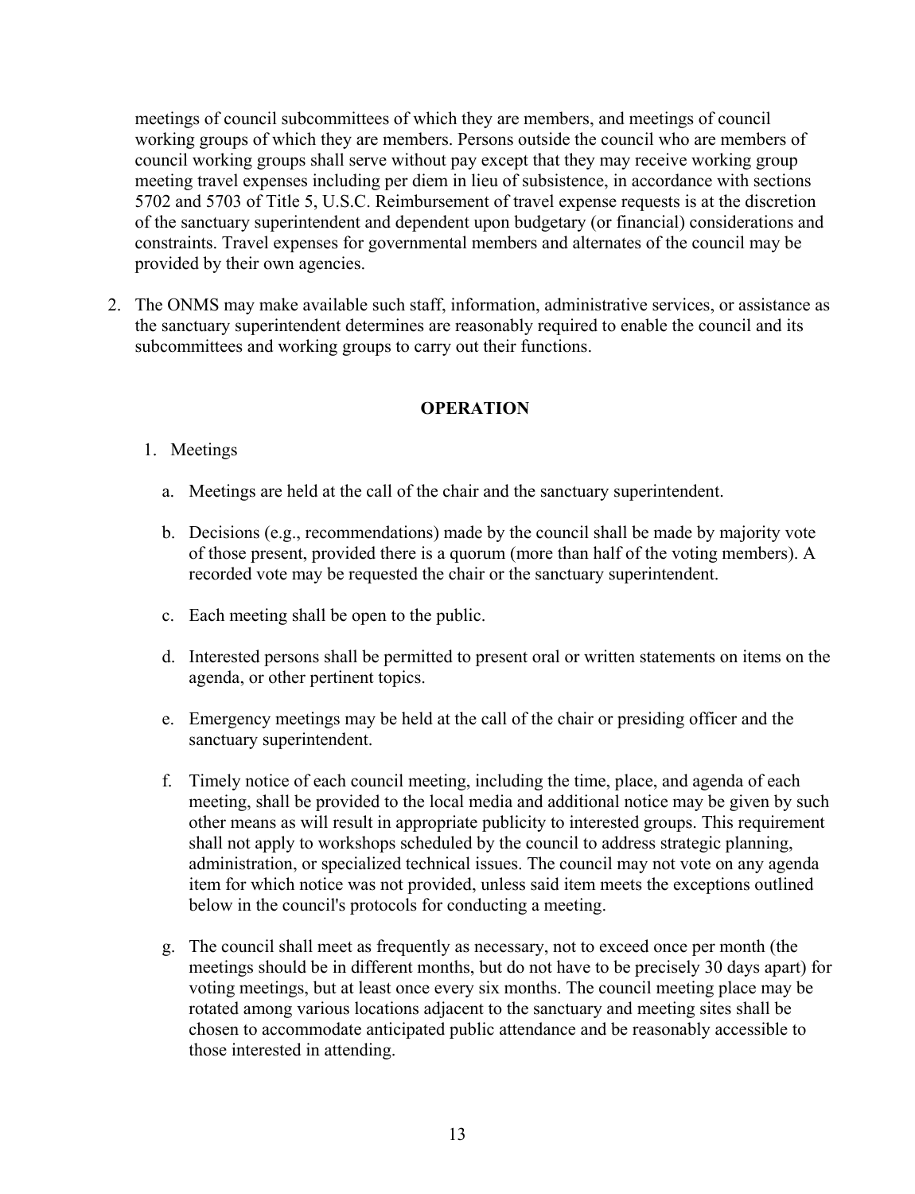meetings of council subcommittees of which they are members, and meetings of council working groups of which they are members. Persons outside the council who are members of council working groups shall serve without pay except that they may receive working group meeting travel expenses including per diem in lieu of subsistence, in accordance with sections 5702 and 5703 of Title 5, U.S.C. Reimbursement of travel expense requests is at the discretion of the sanctuary superintendent and dependent upon budgetary (or financial) considerations and constraints. Travel expenses for governmental members and alternates of the council may be provided by their own agencies.

2. The ONMS may make available such staff, information, administrative services, or assistance as the sanctuary superintendent determines are reasonably required to enable the council and its subcommittees and working groups to carry out their functions.

## OPERATION

1. Meetings

   a. Meetings are held at the call of the chair and the sanctuary superintendent.

   b. Decisions (e.g., recommendations) made by the council shall be made by majority vote of those present, provided there is a quorum (more than half of the voting members). A recorded vote may be requested the chair or the sanctuary superintendent.

   c. Each meeting shall be open to the public.

   d. Interested persons shall be permitted to present oral or written statements on items on the agenda, or other pertinent topics.

   e. Emergency meetings may be held at the call of the chair or presiding officer and the sanctuary superintendent.

   f. Timely notice of each council meeting, including the time, place, and agenda of each meeting, shall be provided to the local media and additional notice may be given by such other means as will result in appropriate publicity to interested groups. This requirement shall not apply to workshops scheduled by the council to address strategic planning, administration, or specialized technical issues. The council may not vote on any agenda item for which notice was not provided, unless said item meets the exceptions outlined below in the council's protocols for conducting a meeting.

   g. The council shall meet as frequently as necessary, not to exceed once per month (the meetings should be in different months, but do not have to be precisely 30 days apart) for voting meetings, but at least once every six months. The council meeting place may be rotated among various locations adjacent to the sanctuary and meeting sites shall be chosen to accommodate anticipated public attendance and be reasonably accessible to those interested in attending.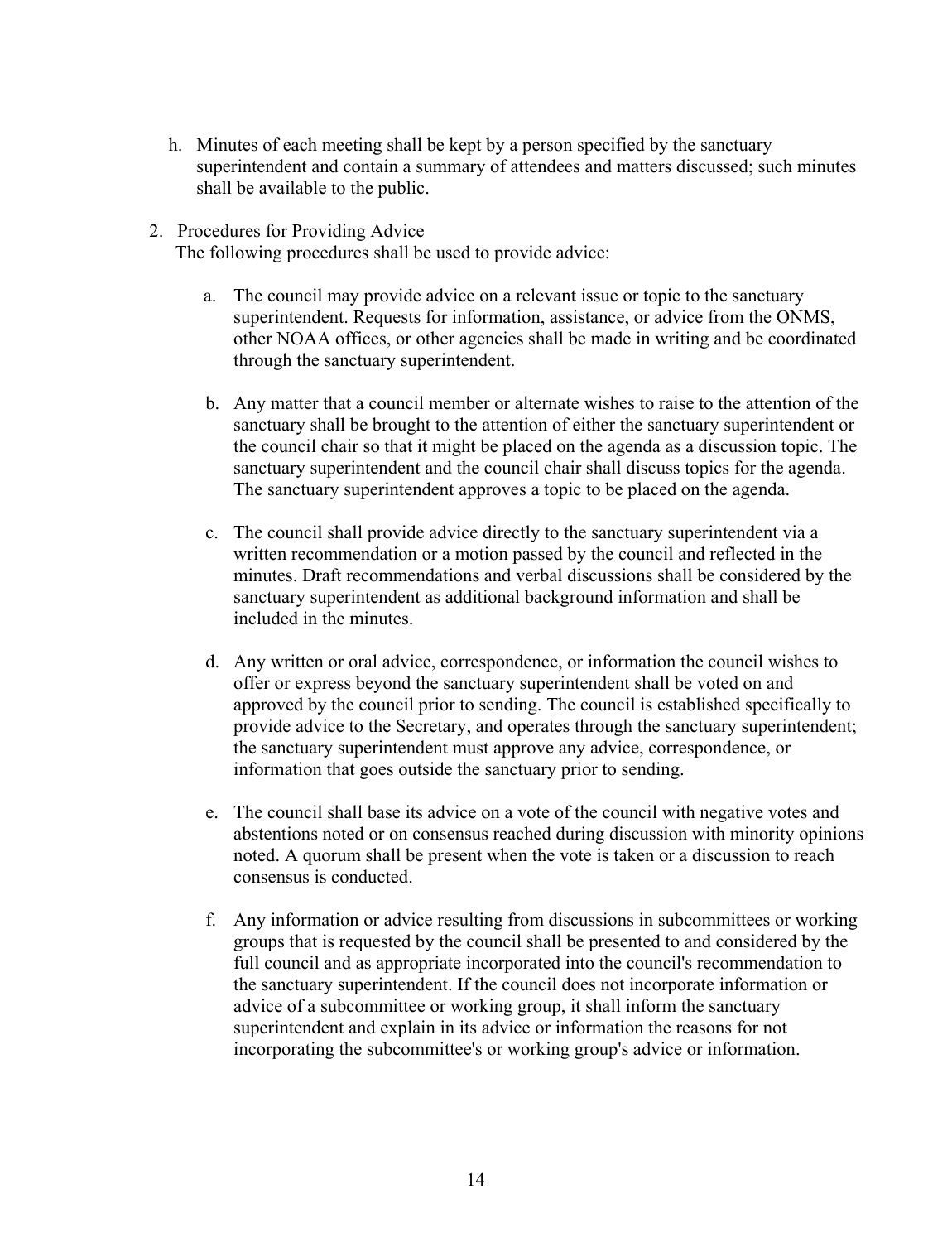h. Minutes of each meeting shall be kept by a person specified by the sanctuary superintendent and contain a summary of attendees and matters discussed; such minutes shall be available to the public.

2. Procedures for Providing Advice

   The following procedures shall be used to provide advice:

   a. The council may provide advice on a relevant issue or topic to the sanctuary superintendent. Requests for information, assistance, or advice from the ONMS, other NOAA offices, or other agencies shall be made in writing and be coordinated through the sanctuary superintendent.

   b. Any matter that a council member or alternate wishes to raise to the attention of the sanctuary shall be brought to the attention of either the sanctuary superintendent or the council chair so that it might be placed on the agenda as a discussion topic. The sanctuary superintendent and the council chair shall discuss topics for the agenda. The sanctuary superintendent approves a topic to be placed on the agenda.

   c. The council shall provide advice directly to the sanctuary superintendent via a written recommendation or a motion passed by the council and reflected in the minutes. Draft recommendations and verbal discussions shall be considered by the sanctuary superintendent as additional background information and shall be included in the minutes.

   d. Any written or oral advice, correspondence, or information the council wishes to offer or express beyond the sanctuary superintendent shall be voted on and approved by the council prior to sending. The council is established specifically to provide advice to the Secretary, and operates through the sanctuary superintendent; the sanctuary superintendent must approve any advice, correspondence, or information that goes outside the sanctuary prior to sending.

   e. The council shall base its advice on a vote of the council with negative votes and abstentions noted or on consensus reached during discussion with minority opinions noted. A quorum shall be present when the vote is taken or a discussion to reach consensus is conducted.

   f. Any information or advice resulting from discussions in subcommittees or working groups that is requested by the council shall be presented to and considered by the full council and as appropriate incorporated into the council's recommendation to the sanctuary superintendent. If the council does not incorporate information or advice of a subcommittee or working group, it shall inform the sanctuary superintendent and explain in its advice or information the reasons for not incorporating the subcommittee's or working group's advice or information.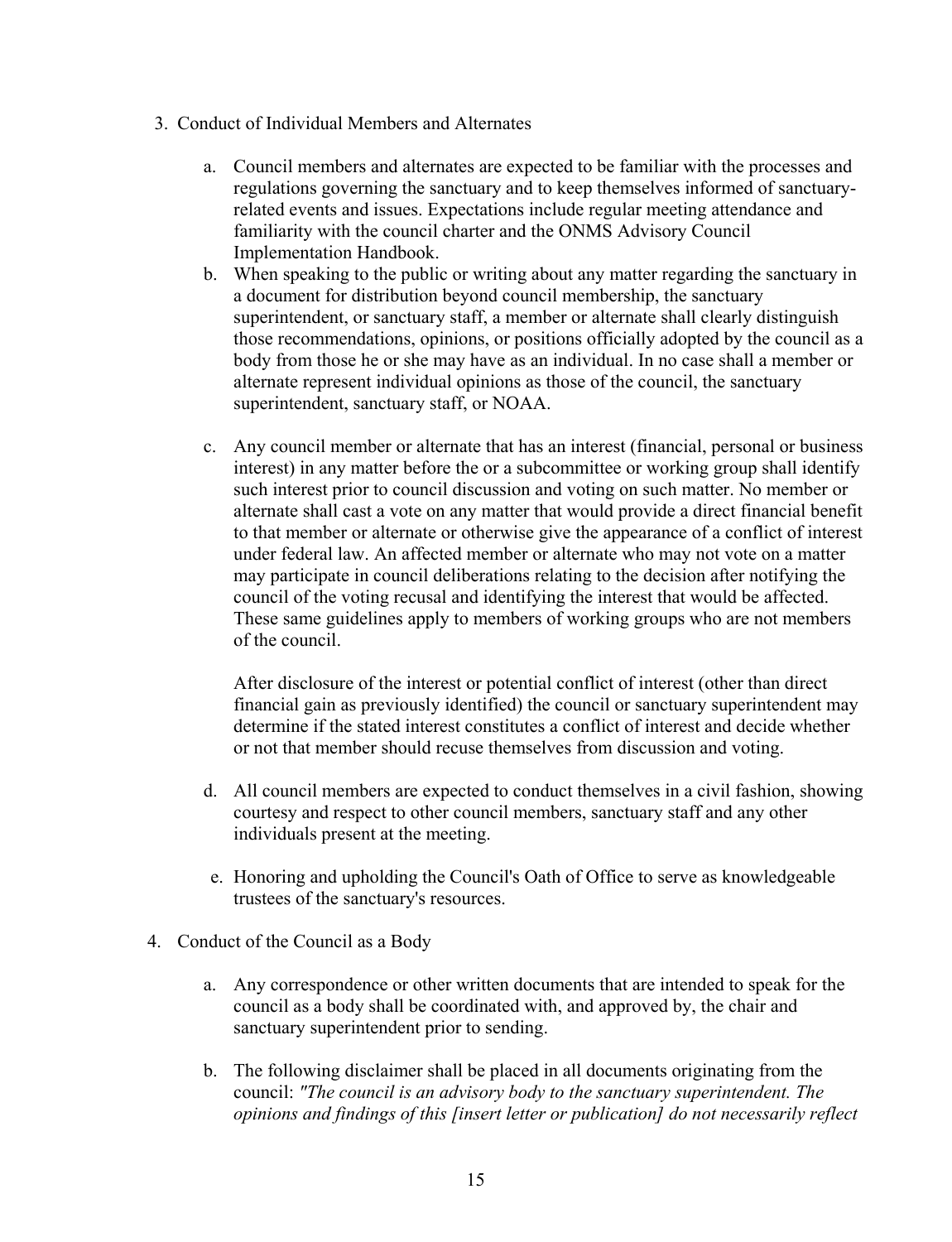3. Conduct of Individual Members and Alternates

    a. Council members and alternates are expected to be familiar with the processes and regulations governing the sanctuary and to keep themselves informed of sanctuary-related events and issues. Expectations include regular meeting attendance and familiarity with the council charter and the ONMS Advisory Council Implementation Handbook.
    b. When speaking to the public or writing about any matter regarding the sanctuary in a document for distribution beyond council membership, the sanctuary superintendent, or sanctuary staff, a member or alternate shall clearly distinguish those recommendations, opinions, or positions officially adopted by the council as a body from those he or she may have as an individual. In no case shall a member or alternate represent individual opinions as those of the council, the sanctuary superintendent, sanctuary staff, or NOAA.
    c. Any council member or alternate that has an interest (financial, personal or business interest) in any matter before the or a subcommittee or working group shall identify such interest prior to council discussion and voting on such matter. No member or alternate shall cast a vote on any matter that would provide a direct financial benefit to that member or alternate or otherwise give the appearance of a conflict of interest under federal law. An affected member or alternate who may not vote on a matter may participate in council deliberations relating to the decision after notifying the council of the voting recusal and identifying the interest that would be affected. These same guidelines apply to members of working groups who are not members of the council.

        After disclosure of the interest or potential conflict of interest (other than direct financial gain as previously identified) the council or sanctuary superintendent may determine if the stated interest constitutes a conflict of interest and decide whether or not that member should recuse themselves from discussion and voting.

    d. All council members are expected to conduct themselves in a civil fashion, showing courtesy and respect to other council members, sanctuary staff and any other individuals present at the meeting.
    e. Honoring and upholding the Council's Oath of Office to serve as knowledgeable trustees of the sanctuary's resources.

4. Conduct of the Council as a Body

    a. Any correspondence or other written documents that are intended to speak for the council as a body shall be coordinated with, and approved by, the chair and sanctuary superintendent prior to sending.
    b. The following disclaimer shall be placed in all documents originating from the council: *"The council is an advisory body to the sanctuary superintendent. The opinions and findings of this [insert letter or publication] do not necessarily reflect*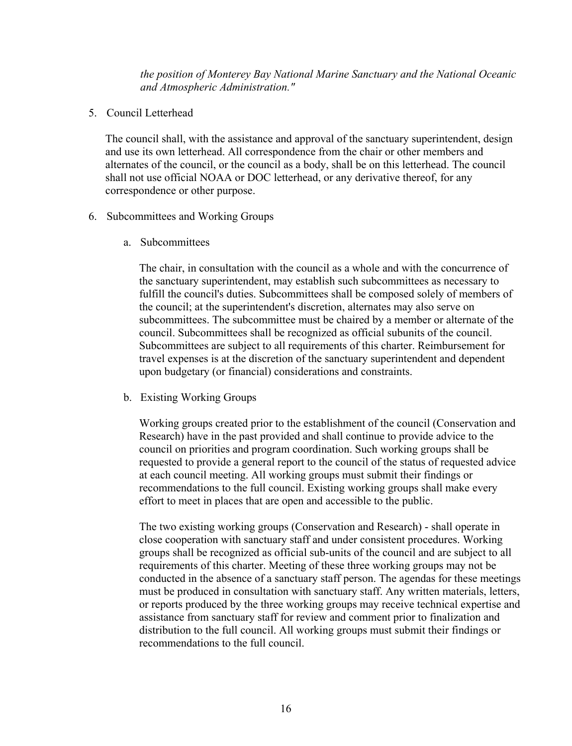*the position of Monterey Bay National Marine Sanctuary and the National Oceanic and Atmospheric Administration."*

5. Council Letterhead

   The council shall, with the assistance and approval of the sanctuary superintendent, design and use its own letterhead. All correspondence from the chair or other members and alternates of the council, or the council as a body, shall be on this letterhead. The council shall not use official NOAA or DOC letterhead, or any derivative thereof, for any correspondence or other purpose.

6. Subcommittees and Working Groups

   a. Subcommittees

      The chair, in consultation with the council as a whole and with the concurrence of the sanctuary superintendent, may establish such subcommittees as necessary to fulfill the council's duties. Subcommittees shall be composed solely of members of the council; at the superintendent's discretion, alternates may also serve on subcommittees. The subcommittee must be chaired by a member or alternate of the council. Subcommittees shall be recognized as official subunits of the council. Subcommittees are subject to all requirements of this charter. Reimbursement for travel expenses is at the discretion of the sanctuary superintendent and dependent upon budgetary (or financial) considerations and constraints.

   b. Existing Working Groups

      Working groups created prior to the establishment of the council (Conservation and Research) have in the past provided and shall continue to provide advice to the council on priorities and program coordination. Such working groups shall be requested to provide a general report to the council of the status of requested advice at each council meeting. All working groups must submit their findings or recommendations to the full council. Existing working groups shall make every effort to meet in places that are open and accessible to the public.

      The two existing working groups (Conservation and Research) - shall operate in close cooperation with sanctuary staff and under consistent procedures. Working groups shall be recognized as official sub-units of the council and are subject to all requirements of this charter. Meeting of these three working groups may not be conducted in the absence of a sanctuary staff person. The agendas for these meetings must be produced in consultation with sanctuary staff. Any written materials, letters, or reports produced by the three working groups may receive technical expertise and assistance from sanctuary staff for review and comment prior to finalization and distribution to the full council. All working groups must submit their findings or recommendations to the full council.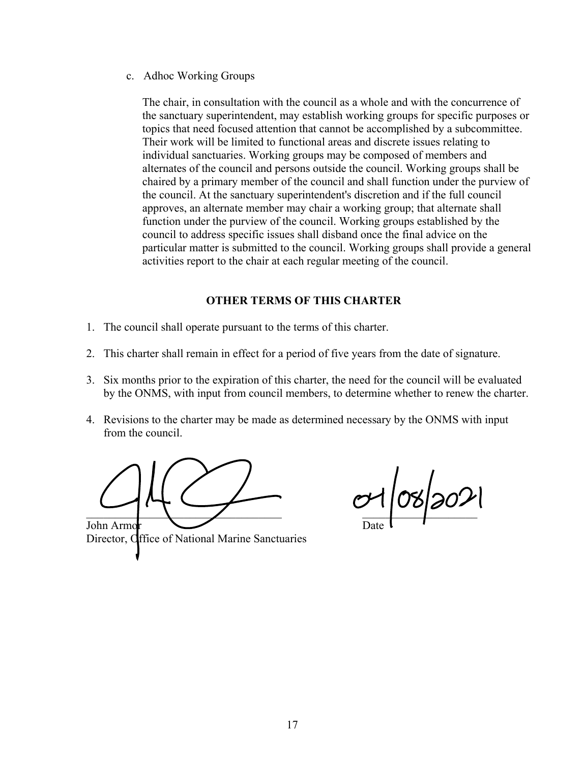c. Adhoc Working Groups

The chair, in consultation with the council as a whole and with the concurrence of the sanctuary superintendent, may establish working groups for specific purposes or topics that need focused attention that cannot be accomplished by a subcommittee. Their work will be limited to functional areas and discrete issues relating to individual sanctuaries. Working groups may be composed of members and alternates of the council and persons outside the council. Working groups shall be chaired by a primary member of the council and shall function under the purview of the council. At the sanctuary superintendent's discretion and if the full council approves, an alternate member may chair a working group; that alternate shall function under the purview of the council. Working groups established by the council to address specific issues shall disband once the final advice on the particular matter is submitted to the council. Working groups shall provide a general activities report to the chair at each regular meeting of the council.

## OTHER TERMS OF THIS CHARTER

1. The council shall operate pursuant to the terms of this charter.
2. This charter shall remain in effect for a period of five years from the date of signature.
3. Six months prior to the expiration of this charter, the need for the council will be evaluated by the ONMS, with input from council members, to determine whether to renew the charter.
4. Revisions to the charter may be made as determined necessary by the ONMS with input from the council.

John Armor
Director, Office of National Marine Sanctuaries

04/08/2021
Date